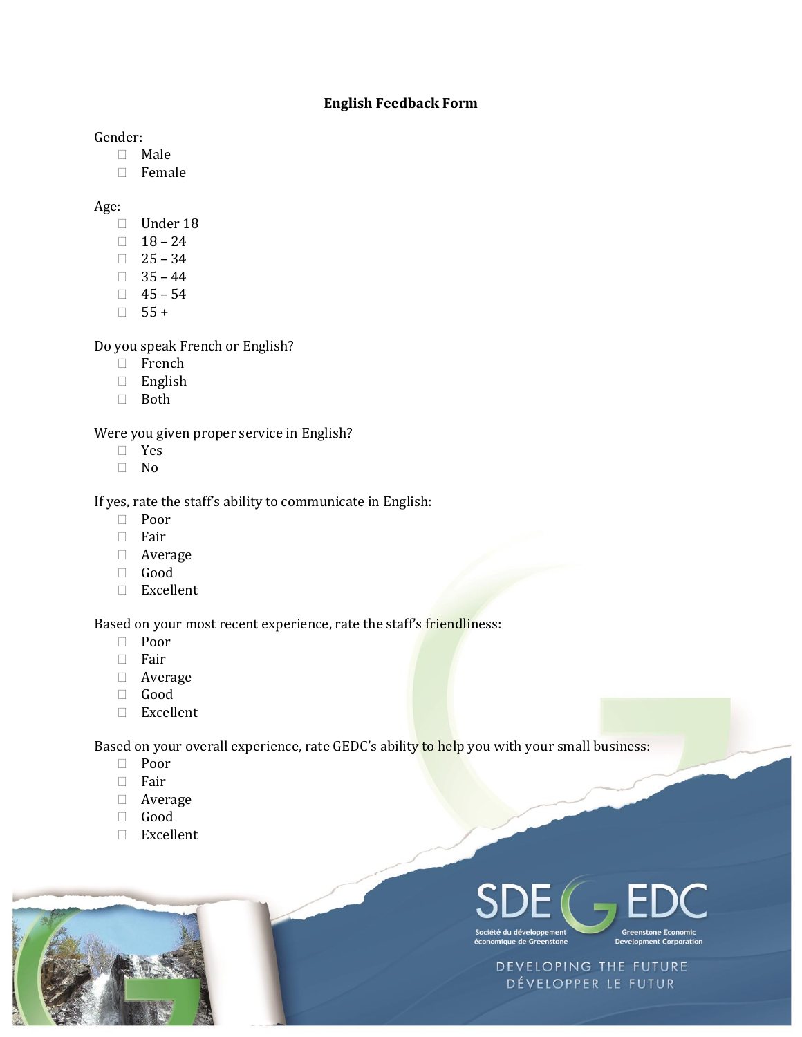**English Feedback Form**

Gender:
- ☐ Male
- ☐ Female

Age:
- ☐ Under 18
- ☐ 18 – 24
- ☐ 25 – 34
- ☐ 35 – 44
- ☐ 45 – 54
- ☐ 55 +

Do you speak French or English?
- ☐ French
- ☐ English
- ☐ Both

Were you given proper service in English?
- ☐ Yes
- ☐ No

If yes, rate the staff's ability to communicate in English:
- ☐ Poor
- ☐ Fair
- ☐ Average
- ☐ Good
- ☐ Excellent

Based on your most recent experience, rate the staff's friendliness:
- ☐ Poor
- ☐ Fair
- ☐ Average
- ☐ Good
- ☐ Excellent

Based on your overall experience, rate GEDC's ability to help you with your small business:
- ☐ Poor
- ☐ Fair
- ☐ Average
- ☐ Good
- ☐ Excellent

SDE G EDC

Société du développement économique de Greenstone

Greenstone Economic Development Corporation

DEVELOPING THE FUTURE
DÉVELOPPER LE FUTUR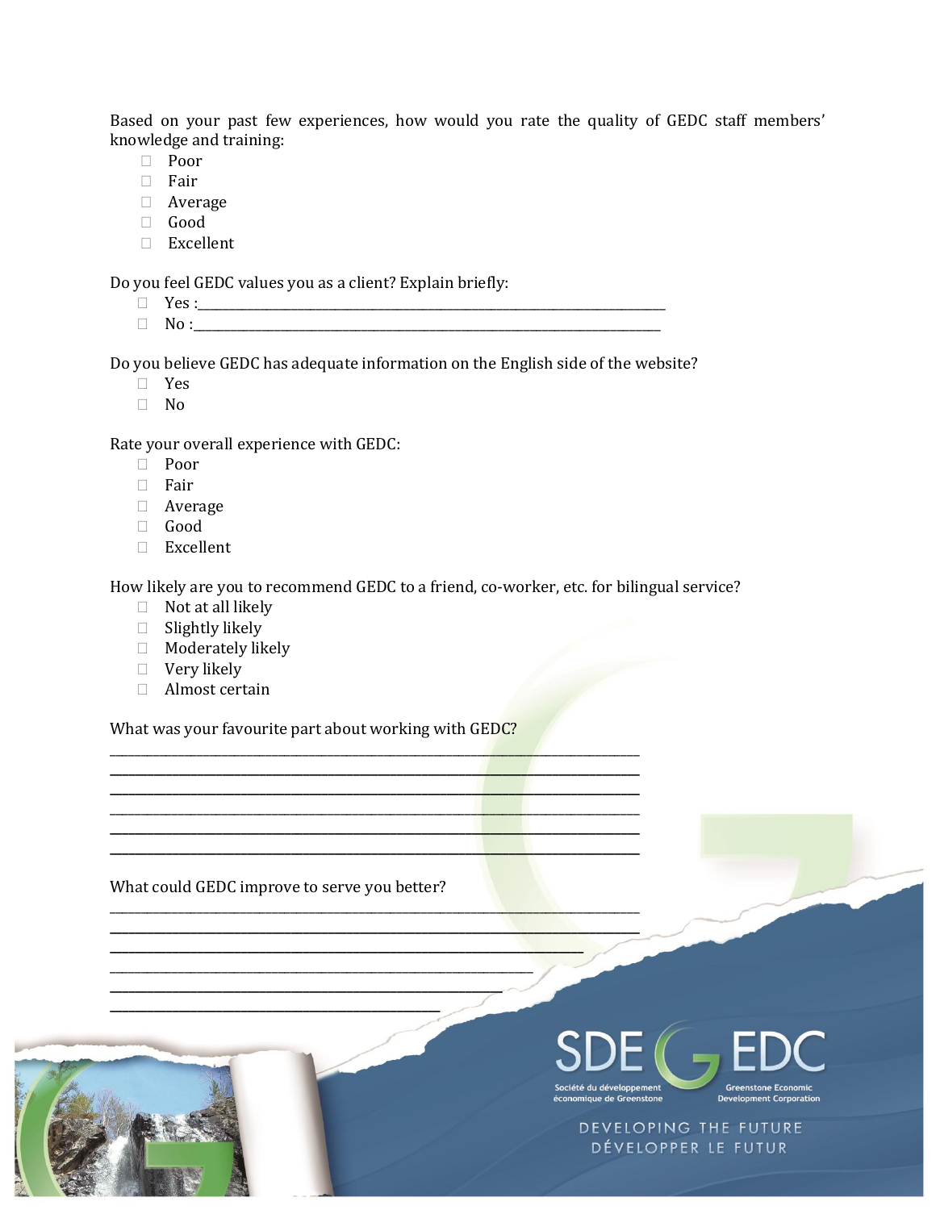Based on your past few experiences, how would you rate the quality of GEDC staff members' knowledge and training:

- ☐ Poor
- ☐ Fair
- ☐ Average
- ☐ Good
- ☐ Excellent

Do you feel GEDC values you as a client? Explain briefly:

- ☐ Yes :___________________________________________________________________________
- ☐ No :___________________________________________________________________________

Do you believe GEDC has adequate information on the English side of the website?

- ☐ Yes
- ☐ No

Rate your overall experience with GEDC:

- ☐ Poor
- ☐ Fair
- ☐ Average
- ☐ Good
- ☐ Excellent

How likely are you to recommend GEDC to a friend, co-worker, etc. for bilingual service?

- ☐ Not at all likely
- ☐ Slightly likely
- ☐ Moderately likely
- ☐ Very likely
- ☐ Almost certain

What was your favourite part about working with GEDC?

______________________________________________________________________________________
______________________________________________________________________________________
______________________________________________________________________________________
______________________________________________________________________________________
______________________________________________________________________________________
______________________________________________________________________________________

What could GEDC improve to serve you better?

______________________________________________________________________________________
______________________________________________________________________________________
______________________________________________________________________________
______________________________________________________________________
___________________________________________________________________
_______________________________________________________

SDE GEDC

Société du développement économique de Greenstone

Greenstone Economic Development Corporation

DEVELOPING THE FUTURE
DÉVELOPPER LE FUTUR